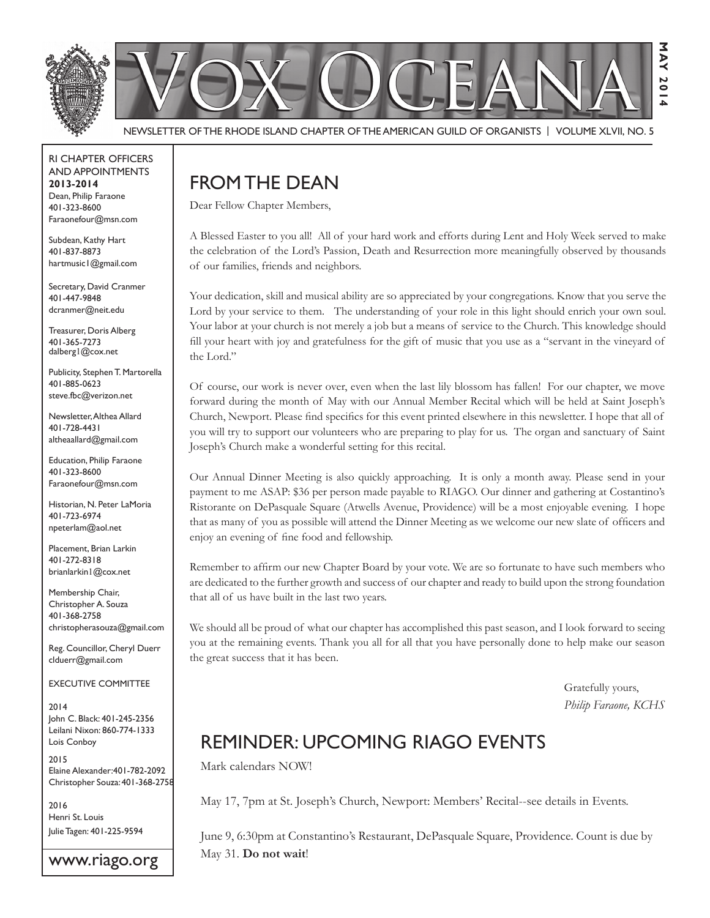# Vox Oceana

NEWSLETTER OF THE RHODE ISLAND CHAPTER OF THE AMERICAN GUILD OF ORGANISTS | VOLUME XLVII, NO. 5

MAY 2014

RI CHAPTER OFFICERS AND APPOINTMENTS
**2013-2014**

Dean, Philip Faraone
401-323-8600
Faraonefour@msn.com

Subdean, Kathy Hart
401-837-8873
hartmusic1@gmail.com

Secretary, David Cranmer
401-447-9848
dcranmer@neit.edu

Treasurer, Doris Alberg
401-365-7273
dalberg1@cox.net

Publicity, Stephen T. Martorella
401-885-0623
steve.fbc@verizon.net

Newsletter, Althea Allard
401-728-4431
altheaallard@gmail.com

Education, Philip Faraone
401-323-8600
Faraonefour@msn.com

Historian, N. Peter LaMoria
401-723-6974
npeterlam@aol.net

Placement, Brian Larkin
401-272-8318
brianlarkin1@cox.net

Membership Chair, Christopher A. Souza
401-368-2758
christopherasouza@gmail.com

Reg. Councillor, Cheryl Duerr
clduerr@gmail.com

EXECUTIVE COMMITTEE

2014
John C. Black: 401-245-2356
Leilani Nixon: 860-774-1333
Lois Conboy

2015
Elaine Alexander: 401-782-2092
Christopher Souza: 401-368-2758

2016
Henri St. Louis
Julie Tagen: 401-225-9594

www.riago.org

## FROM THE DEAN

Dear Fellow Chapter Members,

A Blessed Easter to you all! All of your hard work and efforts during Lent and Holy Week served to make the celebration of the Lord's Passion, Death and Resurrection more meaningfully observed by thousands of our families, friends and neighbors.

Your dedication, skill and musical ability are so appreciated by your congregations. Know that you serve the Lord by your service to them. The understanding of your role in this light should enrich your own soul. Your labor at your church is not merely a job but a means of service to the Church. This knowledge should fill your heart with joy and gratefulness for the gift of music that you use as a "servant in the vineyard of the Lord."

Of course, our work is never over, even when the last lily blossom has fallen! For our chapter, we move forward during the month of May with our Annual Member Recital which will be held at Saint Joseph's Church, Newport. Please find specifics for this event printed elsewhere in this newsletter. I hope that all of you will try to support our volunteers who are preparing to play for us. The organ and sanctuary of Saint Joseph's Church make a wonderful setting for this recital.

Our Annual Dinner Meeting is also quickly approaching. It is only a month away. Please send in your payment to me ASAP: $36 per person made payable to RIAGO. Our dinner and gathering at Costantino's Ristorante on DePasquale Square (Atwells Avenue, Providence) will be a most enjoyable evening. I hope that as many of you as possible will attend the Dinner Meeting as we welcome our new slate of officers and enjoy an evening of fine food and fellowship.

Remember to affirm our new Chapter Board by your vote. We are so fortunate to have such members who are dedicated to the further growth and success of our chapter and ready to build upon the strong foundation that all of us have built in the last two years.

We should all be proud of what our chapter has accomplished this past season, and I look forward to seeing you at the remaining events. Thank you all for all that you have personally done to help make our season the great success that it has been.

Gratefully yours,
*Philip Faraone, KCHS*

## REMINDER: UPCOMING RIAGO EVENTS

Mark calendars NOW!

May 17, 7pm at St. Joseph's Church, Newport: Members' Recital--see details in Events.

June 9, 6:30pm at Constantino's Restaurant, DePasquale Square, Providence. Count is due by May 31. **Do not wait**!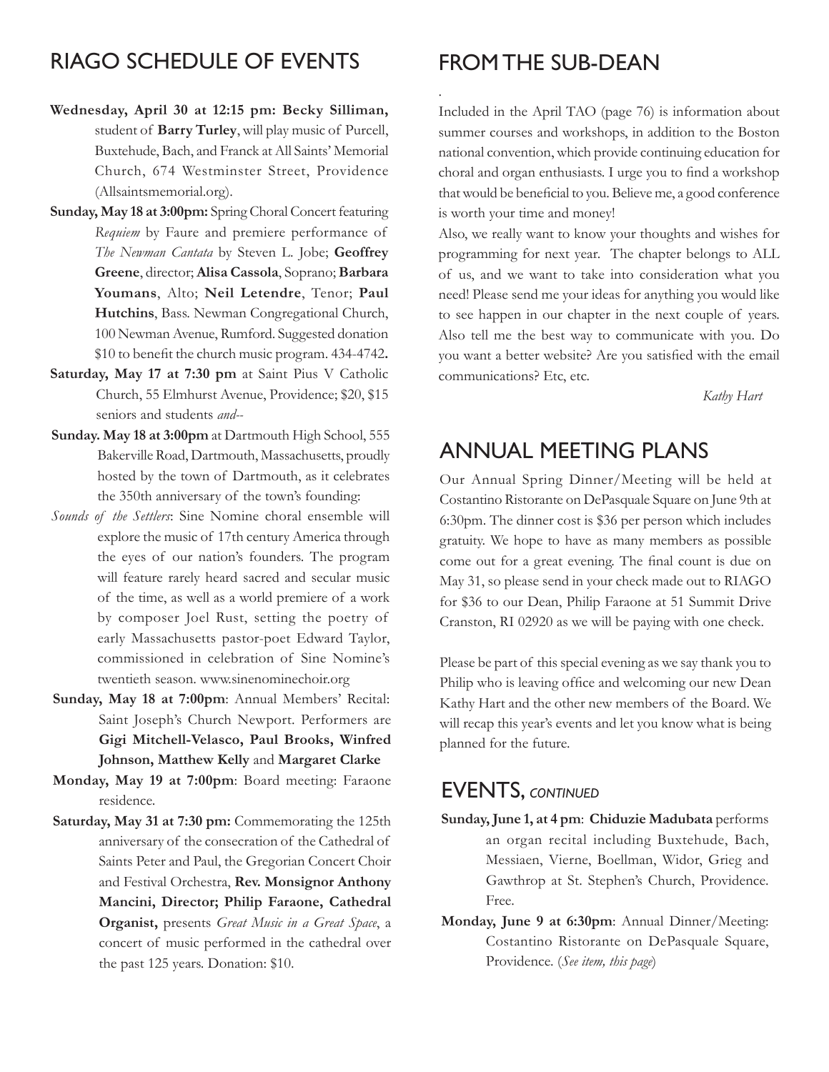## RIAGO SCHEDULE OF EVENTS

**Wednesday, April 30 at 12:15 pm: Becky Silliman,** student of **Barry Turley**, will play music of Purcell, Buxtehude, Bach, and Franck at All Saints' Memorial Church, 674 Westminster Street, Providence (Allsaintsmemorial.org).

**Sunday, May 18 at 3:00pm:** Spring Choral Concert featuring *Requiem* by Faure and premiere performance of *The Newman Cantata* by Steven L. Jobe; **Geoffrey Greene**, director; **Alisa Cassola**, Soprano; **Barbara Youmans**, Alto; **Neil Letendre**, Tenor; **Paul Hutchins**, Bass. Newman Congregational Church, 100 Newman Avenue, Rumford. Suggested donation $10 to benefit the church music program. 434-4742**.**

**Saturday, May 17 at 7:30 pm** at Saint Pius V Catholic Church, 55 Elmhurst Avenue, Providence; $20, $15 seniors and students *and--*

**Sunday. May 18 at 3:00pm** at Dartmouth High School, 555 Bakerville Road, Dartmouth, Massachusetts, proudly hosted by the town of Dartmouth, as it celebrates the 350th anniversary of the town's founding:

*Sounds of the Settlers*: Sine Nomine choral ensemble will explore the music of 17th century America through the eyes of our nation's founders. The program will feature rarely heard sacred and secular music of the time, as well as a world premiere of a work by composer Joel Rust, setting the poetry of early Massachusetts pastor-poet Edward Taylor, commissioned in celebration of Sine Nomine's twentieth season. www.sinenominechoir.org

**Sunday, May 18 at 7:00pm**: Annual Members' Recital: Saint Joseph's Church Newport. Performers are **Gigi Mitchell-Velasco, Paul Brooks, Winfred Johnson, Matthew Kelly** and **Margaret Clarke**

**Monday, May 19 at 7:00pm**: Board meeting: Faraone residence.

**Saturday, May 31 at 7:30 pm:** Commemorating the 125th anniversary of the consecration of the Cathedral of Saints Peter and Paul, the Gregorian Concert Choir and Festival Orchestra, **Rev. Monsignor Anthony Mancini, Director; Philip Faraone, Cathedral Organist,** presents *Great Music in a Great Space*, a concert of music performed in the cathedral over the past 125 years. Donation: $10.

## FROM THE SUB-DEAN

Included in the April TAO (page 76) is information about summer courses and workshops, in addition to the Boston national convention, which provide continuing education for choral and organ enthusiasts. I urge you to find a workshop that would be beneficial to you. Believe me, a good conference is worth your time and money!

Also, we really want to know your thoughts and wishes for programming for next year. The chapter belongs to ALL of us, and we want to take into consideration what you need! Please send me your ideas for anything you would like to see happen in our chapter in the next couple of years. Also tell me the best way to communicate with you. Do you want a better website? Are you satisfied with the email communications? Etc, etc.

*Kathy Hart*

## ANNUAL MEETING PLANS

Our Annual Spring Dinner/Meeting will be held at Costantino Ristorante on DePasquale Square on June 9th at 6:30pm. The dinner cost is $36 per person which includes gratuity. We hope to have as many members as possible come out for a great evening. The final count is due on May 31, so please send in your check made out to RIAGO for $36 to our Dean, Philip Faraone at 51 Summit Drive Cranston, RI 02920 as we will be paying with one check.

Please be part of this special evening as we say thank you to Philip who is leaving office and welcoming our new Dean Kathy Hart and the other new members of the Board. We will recap this year's events and let you know what is being planned for the future.

## EVENTS, *CONTINUED*

**Sunday, June 1, at 4 pm**: **Chiduzie Madubata** performs an organ recital including Buxtehude, Bach, Messiaen, Vierne, Boellman, Widor, Grieg and Gawthrop at St. Stephen's Church, Providence. Free.

**Monday, June 9 at 6:30pm**: Annual Dinner/Meeting: Costantino Ristorante on DePasquale Square, Providence. (*See item, this page*)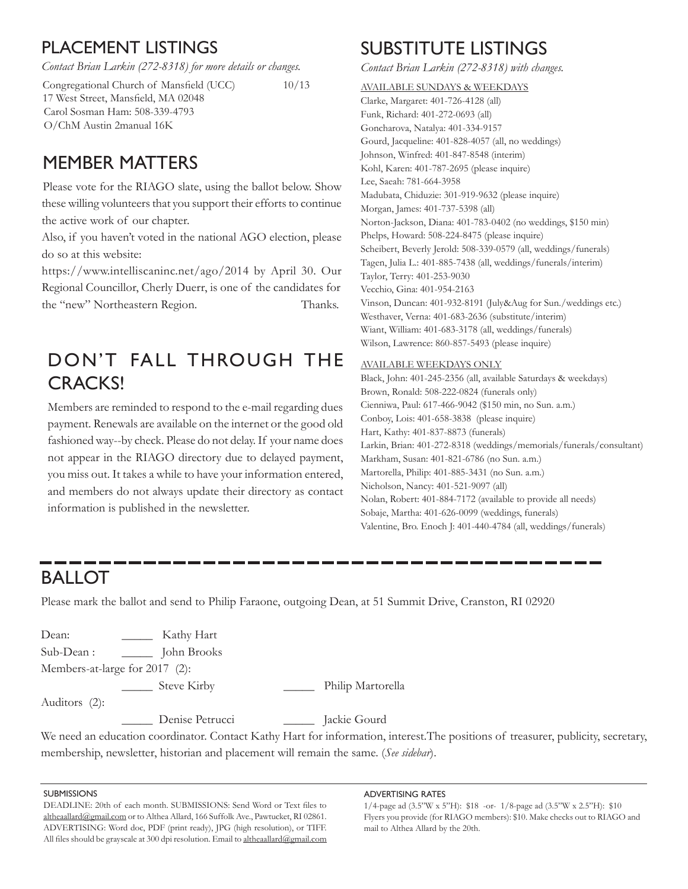## PLACEMENT LISTINGS

*Contact Brian Larkin (272-8318) for more details or changes.*

Congregational Church of Mansfield (UCC) 10/13
17 West Street, Mansfield, MA 02048
Carol Sosman Ham: 508-339-4793
O/ChM Austin 2manual 16K

## MEMBER MATTERS

Please vote for the RIAGO slate, using the ballot below. Show these willing volunteers that you support their efforts to continue the active work of our chapter.

Also, if you haven't voted in the national AGO election, please do so at this website:

https://www.intelliscaninc.net/ago/2014 by April 30. Our Regional Councillor, Cherly Duerr, is one of the candidates for the "new" Northeastern Region. Thanks.

## DON'T FALL THROUGH THE CRACKS!

Members are reminded to respond to the e-mail regarding dues payment. Renewals are available on the internet or the good old fashioned way--by check. Please do not delay. If your name does not appear in the RIAGO directory due to delayed payment, you miss out. It takes a while to have your information entered, and members do not always update their directory as contact information is published in the newsletter.

## SUBSTITUTE LISTINGS

*Contact Brian Larkin (272-8318) with changes.*

AVAILABLE SUNDAYS & WEEKDAYS

Clarke, Margaret: 401-726-4128 (all)
Funk, Richard: 401-272-0693 (all)
Goncharova, Natalya: 401-334-9157
Gourd, Jacqueline: 401-828-4057 (all, no weddings)
Johnson, Winfred: 401-847-8548 (interim)
Kohl, Karen: 401-787-2695 (please inquire)
Lee, Saeah: 781-664-3958
Madubata, Chiduzie: 301-919-9632 (please inquire)
Morgan, James: 401-737-5398 (all)
Norton-Jackson, Diana: 401-783-0402 (no weddings, $150 min)
Phelps, Howard: 508-224-8475 (please inquire)
Scheibert, Beverly Jerold: 508-339-0579 (all, weddings/funerals)
Tagen, Julia L.: 401-885-7438 (all, weddings/funerals/interim)
Taylor, Terry: 401-253-9030
Vecchio, Gina: 401-954-2163
Vinson, Duncan: 401-932-8191 (July&Aug for Sun./weddings etc.)
Westhaver, Verna: 401-683-2636 (substitute/interim)
Wiant, William: 401-683-3178 (all, weddings/funerals)
Wilson, Lawrence: 860-857-5493 (please inquire)

AVAILABLE WEEKDAYS ONLY

Black, John: 401-245-2356 (all, available Saturdays & weekdays)
Brown, Ronald: 508-222-0824 (funerals only)
Cienniwa, Paul: 617-466-9042 ($150 min, no Sun. a.m.)
Conboy, Lois: 401-658-3838 (please inquire)
Hart, Kathy: 401-837-8873 (funerals)
Larkin, Brian: 401-272-8318 (weddings/memorials/funerals/consultant)
Markham, Susan: 401-821-6786 (no Sun. a.m.)
Martorella, Philip: 401-885-3431 (no Sun. a.m.)
Nicholson, Nancy: 401-521-9097 (all)
Nolan, Robert: 401-884-7172 (available to provide all needs)
Sobaje, Martha: 401-626-0099 (weddings, funerals)
Valentine, Bro. Enoch J: 401-440-4784 (all, weddings/funerals)

## BALLOT

Please mark the ballot and send to Philip Faraone, outgoing Dean, at 51 Summit Drive, Cranston, RI 02920

Dean: _____ Kathy Hart

Sub-Dean : _____ John Brooks

Members-at-large for 2017 (2):

_____ Steve Kirby _____ Philip Martorella

Auditors (2):

_____ Denise Petrucci _____ Jackie Gourd

We need an education coordinator. Contact Kathy Hart for information, interest.The positions of treasurer, publicity, secretary, membership, newsletter, historian and placement will remain the same. (*See sidebar*).

SUBMISSIONS

DEADLINE: 20th of each month. SUBMISSIONS: Send Word or Text files to altheaallard@gmail.com or to Althea Allard, 166 Suffolk Ave., Pawtucket, RI 02861. ADVERTISING: Word doc, PDF (print ready), JPG (high resolution), or TIFF. All files should be grayscale at 300 dpi resolution. Email to altheaallard@gmail.com

ADVERTISING RATES

1/4-page ad (3.5"W x 5"H): $18 -or- 1/8-page ad (3.5"W x 2.5"H): $10
Flyers you provide (for RIAGO members): $10. Make checks out to RIAGO and mail to Althea Allard by the 20th.